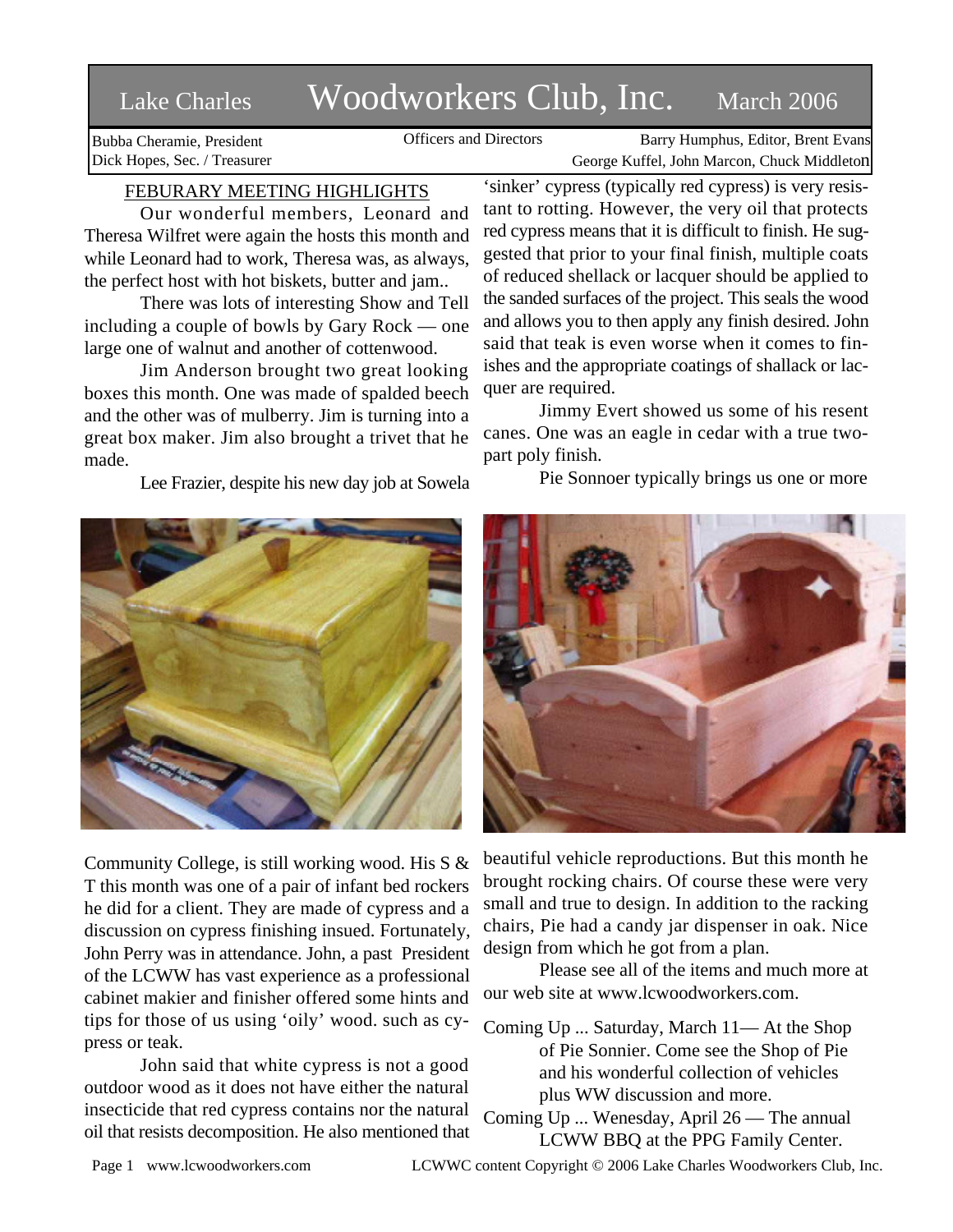# Lake Charles Woodworkers Club, Inc. March 2006

Bubba Cheramie, President
Dick Hopes, Sec. / Treasurer

Officers and Directors

Barry Humphus, Editor, Brent Evans
George Kuffel, John Marcon, Chuck Middleton

## FEBURARY MEETING HIGHLIGHTS

Our wonderful members, Leonard and Theresa Wilfret were again the hosts this month and while Leonard had to work, Theresa was, as always, the perfect host with hot biskets, butter and jam..

There was lots of interesting Show and Tell including a couple of bowls by Gary Rock — one large one of walnut and another of cottenwood.

Jim Anderson brought two great looking boxes this month. One was made of spalded beech and the other was of mulberry. Jim is turning into a great box maker. Jim also brought a trivet that he made.

Lee Frazier, despite his new day job at Sowela Community College, is still working wood. His S & T this month was one of a pair of infant bed rockers he did for a client. They are made of cypress and a discussion on cypress finishing insued. Fortunately, John Perry was in attendance. John, a past President of the LCWW has vast experience as a professional cabinet makier and finisher offered some hints and tips for those of us using 'oily' wood. such as cypress or teak.

John said that white cypress is not a good outdoor wood as it does not have either the natural insecticide that red cypress contains nor the natural oil that resists decomposition. He also mentioned that 'sinker' cypress (typically red cypress) is very resistant to rotting. However, the very oil that protects red cypress means that it is difficult to finish. He suggested that prior to your final finish, multiple coats of reduced shellack or lacquer should be applied to the sanded surfaces of the project. This seals the wood and allows you to then apply any finish desired. John said that teak is even worse when it comes to finishes and the appropriate coatings of shallack or lacquer are required.

Jimmy Evert showed us some of his resent canes. One was an eagle in cedar with a true two-part poly finish.

Pie Sonnoer typically brings us one or more beautiful vehicle reproductions. But this month he brought rocking chairs. Of course these were very small and true to design. In addition to the racking chairs, Pie had a candy jar dispenser in oak. Nice design from which he got from a plan.

Please see all of the items and much more at our web site at www.lcwoodworkers.com.

Coming Up ... Saturday, March 11— At the Shop of Pie Sonnier. Come see the Shop of Pie and his wonderful collection of vehicles plus WW discussion and more.

Coming Up ... Wenesday, April 26 — The annual LCWW BBQ at the PPG Family Center.

LCWWC content Copyright © 2006 Lake Charles Woodworkers Club, Inc.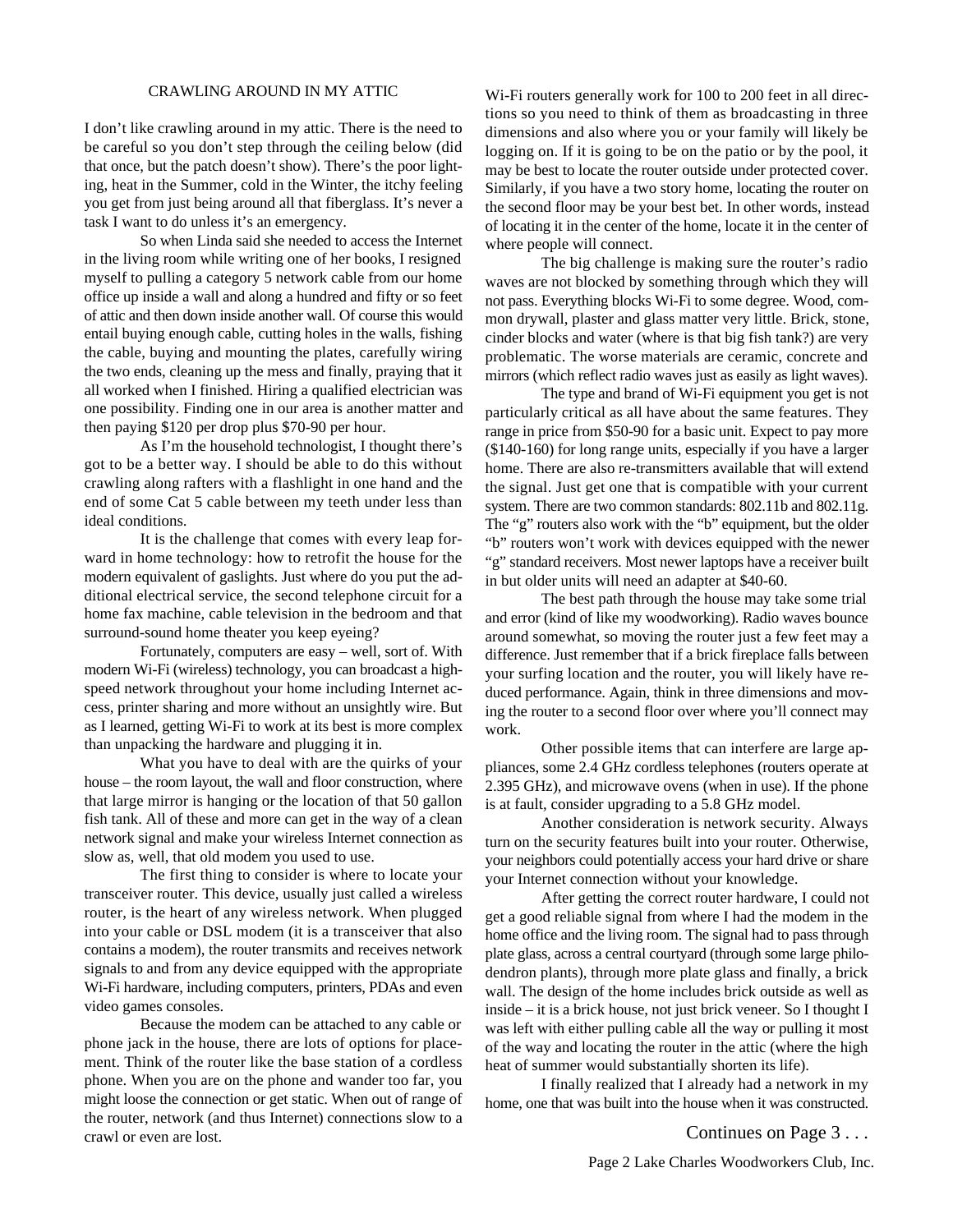## CRAWLING AROUND IN MY ATTIC

I don't like crawling around in my attic. There is the need to be careful so you don't step through the ceiling below (did that once, but the patch doesn't show). There's the poor lighting, heat in the Summer, cold in the Winter, the itchy feeling you get from just being around all that fiberglass. It's never a task I want to do unless it's an emergency.

So when Linda said she needed to access the Internet in the living room while writing one of her books, I resigned myself to pulling a category 5 network cable from our home office up inside a wall and along a hundred and fifty or so feet of attic and then down inside another wall. Of course this would entail buying enough cable, cutting holes in the walls, fishing the cable, buying and mounting the plates, carefully wiring the two ends, cleaning up the mess and finally, praying that it all worked when I finished. Hiring a qualified electrician was one possibility. Finding one in our area is another matter and then paying $120 per drop plus $70-90 per hour.

As I'm the household technologist, I thought there's got to be a better way. I should be able to do this without crawling along rafters with a flashlight in one hand and the end of some Cat 5 cable between my teeth under less than ideal conditions.

It is the challenge that comes with every leap forward in home technology: how to retrofit the house for the modern equivalent of gaslights. Just where do you put the additional electrical service, the second telephone circuit for a home fax machine, cable television in the bedroom and that surround-sound home theater you keep eyeing?

Fortunately, computers are easy – well, sort of. With modern Wi-Fi (wireless) technology, you can broadcast a high-speed network throughout your home including Internet access, printer sharing and more without an unsightly wire. But as I learned, getting Wi-Fi to work at its best is more complex than unpacking the hardware and plugging it in.

What you have to deal with are the quirks of your house – the room layout, the wall and floor construction, where that large mirror is hanging or the location of that 50 gallon fish tank. All of these and more can get in the way of a clean network signal and make your wireless Internet connection as slow as, well, that old modem you used to use.

The first thing to consider is where to locate your transceiver router. This device, usually just called a wireless router, is the heart of any wireless network. When plugged into your cable or DSL modem (it is a transceiver that also contains a modem), the router transmits and receives network signals to and from any device equipped with the appropriate Wi-Fi hardware, including computers, printers, PDAs and even video games consoles.

Because the modem can be attached to any cable or phone jack in the house, there are lots of options for placement. Think of the router like the base station of a cordless phone. When you are on the phone and wander too far, you might loose the connection or get static. When out of range of the router, network (and thus Internet) connections slow to a crawl or even are lost.

Wi-Fi routers generally work for 100 to 200 feet in all directions so you need to think of them as broadcasting in three dimensions and also where you or your family will likely be logging on. If it is going to be on the patio or by the pool, it may be best to locate the router outside under protected cover. Similarly, if you have a two story home, locating the router on the second floor may be your best bet. In other words, instead of locating it in the center of the home, locate it in the center of where people will connect.

The big challenge is making sure the router's radio waves are not blocked by something through which they will not pass. Everything blocks Wi-Fi to some degree. Wood, common drywall, plaster and glass matter very little. Brick, stone, cinder blocks and water (where is that big fish tank?) are very problematic. The worse materials are ceramic, concrete and mirrors (which reflect radio waves just as easily as light waves).

The type and brand of Wi-Fi equipment you get is not particularly critical as all have about the same features. They range in price from $50-90 for a basic unit. Expect to pay more ($140-160) for long range units, especially if you have a larger home. There are also re-transmitters available that will extend the signal. Just get one that is compatible with your current system. There are two common standards: 802.11b and 802.11g. The "g" routers also work with the "b" equipment, but the older "b" routers won't work with devices equipped with the newer "g" standard receivers. Most newer laptops have a receiver built in but older units will need an adapter at $40-60.

The best path through the house may take some trial and error (kind of like my woodworking). Radio waves bounce around somewhat, so moving the router just a few feet may a difference. Just remember that if a brick fireplace falls between your surfing location and the router, you will likely have reduced performance. Again, think in three dimensions and moving the router to a second floor over where you'll connect may work.

Other possible items that can interfere are large appliances, some 2.4 GHz cordless telephones (routers operate at 2.395 GHz), and microwave ovens (when in use). If the phone is at fault, consider upgrading to a 5.8 GHz model.

Another consideration is network security. Always turn on the security features built into your router. Otherwise, your neighbors could potentially access your hard drive or share your Internet connection without your knowledge.

After getting the correct router hardware, I could not get a good reliable signal from where I had the modem in the home office and the living room. The signal had to pass through plate glass, across a central courtyard (through some large philodendron plants), through more plate glass and finally, a brick wall. The design of the home includes brick outside as well as inside – it is a brick house, not just brick veneer. So I thought I was left with either pulling cable all the way or pulling it most of the way and locating the router in the attic (where the high heat of summer would substantially shorten its life).

I finally realized that I already had a network in my home, one that was built into the house when it was constructed.

Continues on Page 3 . . .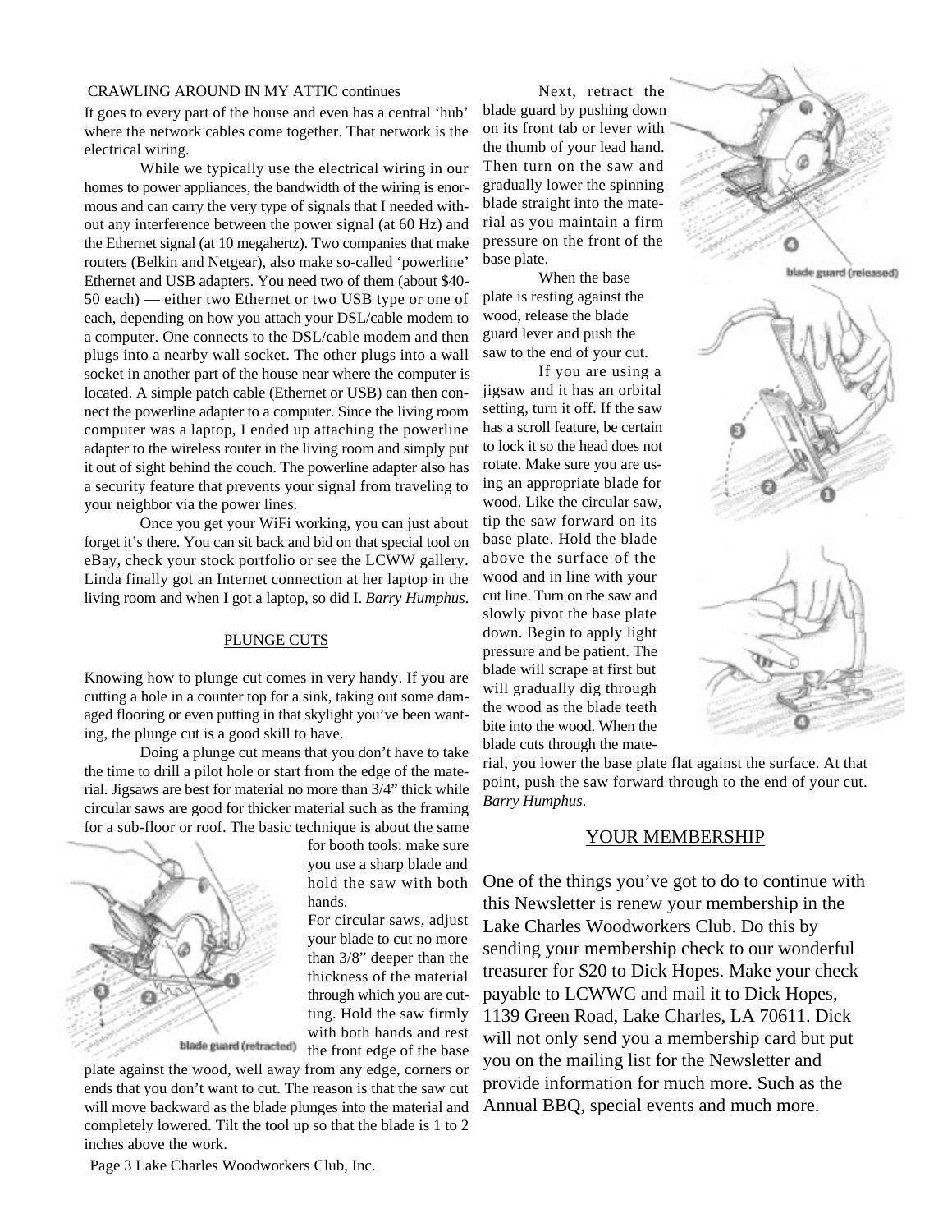CRAWLING AROUND IN MY ATTIC continues

It goes to every part of the house and even has a central 'hub' where the network cables come together. That network is the electrical wiring.

While we typically use the electrical wiring in our homes to power appliances, the bandwidth of the wiring is enormous and can carry the very type of signals that I needed without any interference between the power signal (at 60 Hz) and the Ethernet signal (at 10 megahertz). Two companies that make routers (Belkin and Netgear), also make so-called 'powerline' Ethernet and USB adapters. You need two of them (about $40-50 each) — either two Ethernet or two USB type or one of each, depending on how you attach your DSL/cable modem to a computer. One connects to the DSL/cable modem and then plugs into a nearby wall socket. The other plugs into a wall socket in another part of the house near where the computer is located. A simple patch cable (Ethernet or USB) can then connect the powerline adapter to a computer. Since the living room computer was a laptop, I ended up attaching the powerline adapter to the wireless router in the living room and simply put it out of sight behind the couch. The powerline adapter also has a security feature that prevents your signal from traveling to your neighbor via the power lines.

Once you get your WiFi working, you can just about forget it's there. You can sit back and bid on that special tool on eBay, check your stock portfolio or see the LCWW gallery. Linda finally got an Internet connection at her laptop in the living room and when I got a laptop, so did I. *Barry Humphus*.

## PLUNGE CUTS

Knowing how to plunge cut comes in very handy. If you are cutting a hole in a counter top for a sink, taking out some damaged flooring or even putting in that skylight you've been wanting, the plunge cut is a good skill to have.

Doing a plunge cut means that you don't have to take the time to drill a pilot hole or start from the edge of the material. Jigsaws are best for material no more than 3/4" thick while circular saws are good for thicker material such as the framing for a sub-floor or roof. The basic technique is about the same for booth tools: make sure you use a sharp blade and hold the saw with both hands.

For circular saws, adjust your blade to cut no more than 3/8" deeper than the thickness of the material through which you are cutting. Hold the saw firmly with both hands and rest the front edge of the base plate against the wood, well away from any edge, corners or ends that you don't want to cut. The reason is that the saw cut will move backward as the blade plunges into the material and completely lowered. Tilt the tool up so that the blade is 1 to 2 inches above the work.

blade guard (retracted)

Next, retract the blade guard by pushing down on its front tab or lever with the thumb of your lead hand. Then turn on the saw and gradually lower the spinning blade straight into the material as you maintain a firm pressure on the front of the base plate.

When the base plate is resting against the wood, release the blade guard lever and push the saw to the end of your cut.

blade guard (released)

If you are using a jigsaw and it has an orbital setting, turn it off. If the saw has a scroll feature, be certain to lock it so the head does not rotate. Make sure you are using an appropriate blade for wood. Like the circular saw, tip the saw forward on its base plate. Hold the blade above the surface of the wood and in line with your cut line. Turn on the saw and slowly pivot the base plate down. Begin to apply light pressure and be patient. The blade will scrape at first but will gradually dig through the wood as the blade teeth bite into the wood. When the blade cuts through the material, you lower the base plate flat against the surface. At that point, push the saw forward through to the end of your cut. *Barry Humphus*.

## YOUR MEMBERSHIP

One of the things you've got to do to continue with this Newsletter is renew your membership in the Lake Charles Woodworkers Club. Do this by sending your membership check to our wonderful treasurer for $20 to Dick Hopes. Make your check payable to LCWWC and mail it to Dick Hopes, 1139 Green Road, Lake Charles, LA 70611. Dick will not only send you a membership card but put you on the mailing list for the Newsletter and provide information for much more. Such as the Annual BBQ, special events and much more.